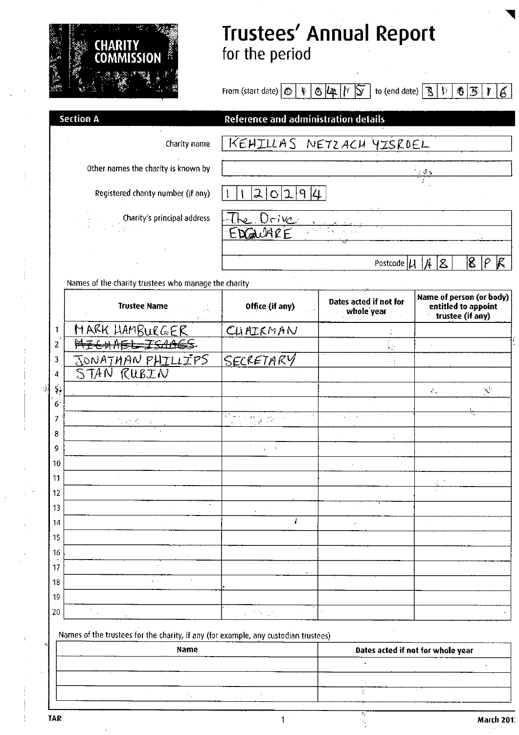# Trustees' Annual Report for the period

From (start date) 0 1 0 4 1 5 to (end date) 3 1 0 3 1 6

## Section A — Reference and administration details

| | |
|---|---|
| Charity name | KEHILLAS NETZACH YISROEL |
| Other names the charity is known by | |
| Registered charity number (if any) | 1120294 |
| Charity's principal address | The Drive, EDGWARE |
| Postcode | HA8 8PR |

Names of the charity trustees who manage the charity

| | Trustee Name | Office (if any) | Dates acted if not for whole year | Name of person (or body) entitled to appoint trustee (if any) |
|---|---|---|---|---|
| 1 | MARK HAMBURGER | CHAIRMAN | | |
| 2 | ~~MICHAEL ISAACS~~ | | | |
| 3 | JONATHAN PHILLIPS | SECRETARY | | |
| 4 | STAN RUBIN | | | |
| 5 | | | | |
| 6 | | | | |
| 7 | | | | |
| 8 | | | | |
| 9 | | | | |
| 10 | | | | |
| 11 | | | | |
| 12 | | | | |
| 13 | | | | |
| 14 | | | | |
| 15 | | | | |
| 16 | | | | |
| 17 | | | | |
| 18 | | | | |
| 19 | | | | |
| 20 | | | | |

Names of the trustees for the charity, if any (for example, any custodian trustees)

| Name | Dates acted if not for whole year |
|---|---|
| | |
| | |
| | |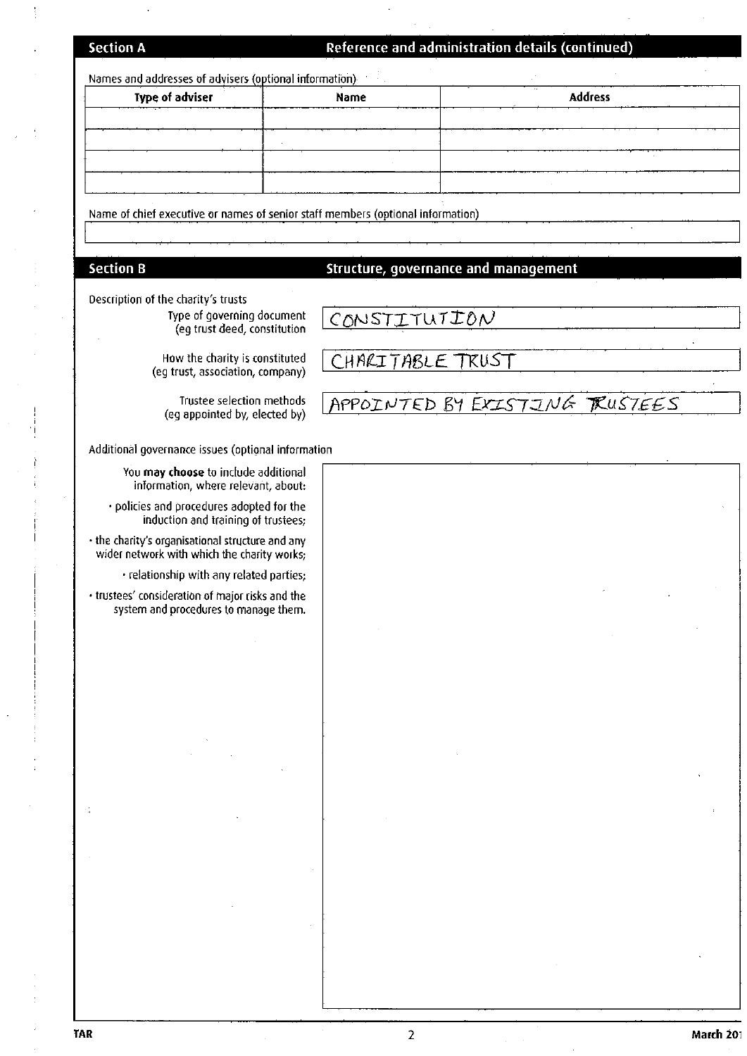## Section A — Reference and administration details (continued)

Names and addresses of advisers (optional information)

| Type of adviser | Name | Address |
| --- | --- | --- |
| | | |
| | | |
| | | |
| | | |

Name of chief executive or names of senior staff members (optional information)

| |
| --- |
| |

## Section B — Structure, governance and management

Description of the charity's trusts

| | |
| --- | --- |
| Type of governing document (eg trust deed, constitution | CONSTITUTION |
| How the charity is constituted (eg trust, association, company) | CHARITABLE TRUST |
| Trustee selection methods (eg appointed by, elected by) | APPOINTED BY EXISTING TRUSTEES |

Additional governance issues (optional information

You **may choose** to include additional information, where relevant, about:

- policies and procedures adopted for the induction and training of trustees;
- the charity's organisational structure and any wider network with which the charity works;
- relationship with any related parties;
- trustees' consideration of major risks and the system and procedures to manage them.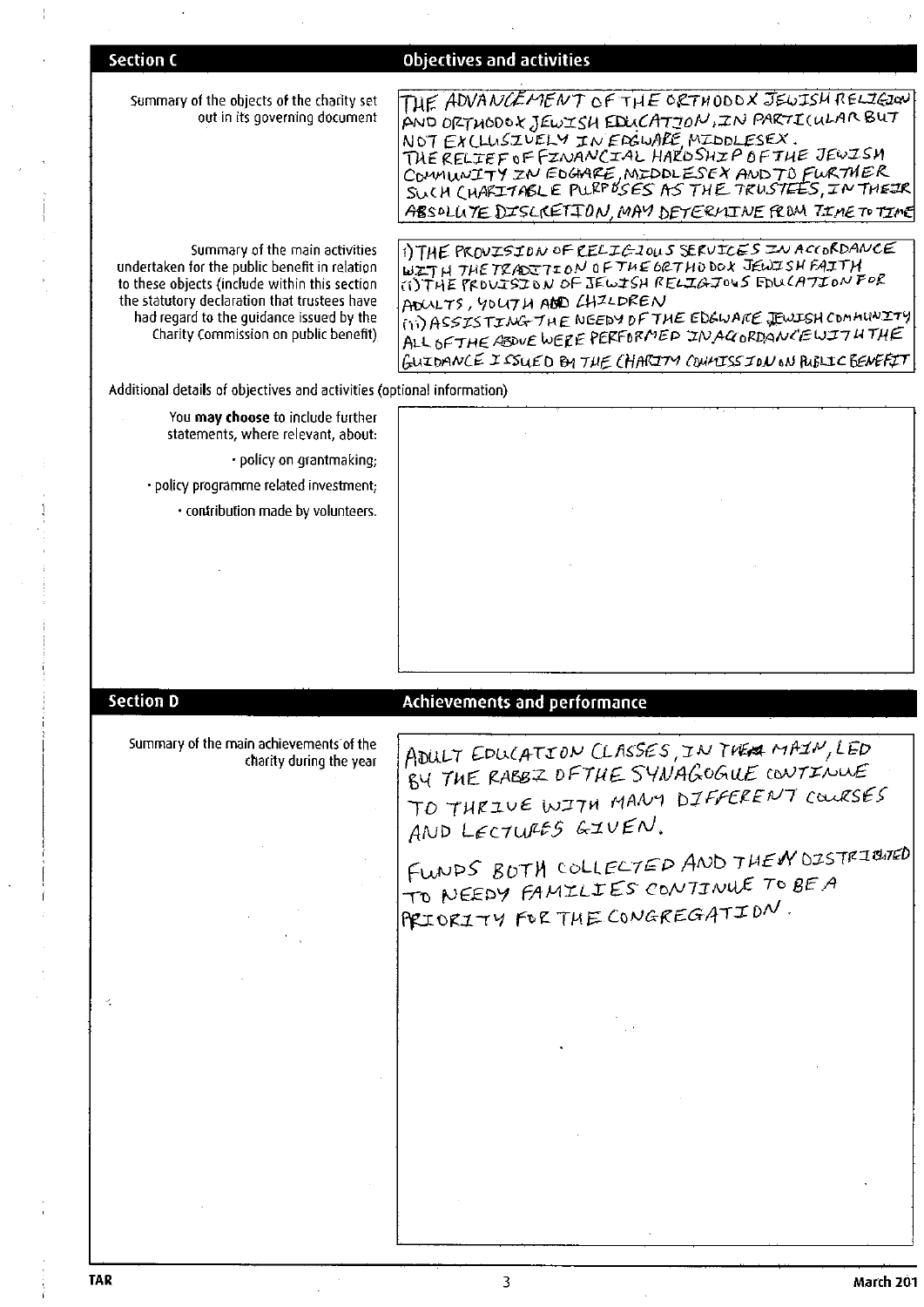## Section C — Objectives and activities

**Summary of the objects of the charity set out in its governing document**

THE ADVANCEMENT OF THE ORTHODOX JEWISH RELIGION AND ORTHODOX JEWISH EDUCATION, IN PARTICULAR BUT NOT EXCLUSIVELY IN EDGWARE, MIDDLESEX.
THE RELIEF OF FINANCIAL HARDSHIP OF THE JEWISH COMMUNITY IN EDGWARE, MIDDLESEX AND TO FURTHER SUCH CHARITABLE PURPOSES AS THE TRUSTEES, IN THEIR ABSOLUTE DISCRETION, MAY DETERMINE FROM TIME TO TIME

**Summary of the main activities undertaken for the public benefit in relation to these objects (include within this section the statutory declaration that trustees have had regard to the guidance issued by the Charity Commission on public benefit)**

i) THE PROVISION OF RELIGIOUS SERVICES IN ACCORDANCE WITH THE TRADITION OF THE ORTHODOX JEWISH FAITH
ii) THE PROVISION OF JEWISH RELIGIOUS EDUCATION FOR ADULTS, YOUTH AND CHILDREN
iii) ASSISTING THE NEEDY OF THE EDGWARE JEWISH COMMUNITY
ALL OF THE ABOVE WERE PERFORMED IN ACCORDANCE WITH THE GUIDANCE ISSUED BY THE CHARITY COMMISSION ON PUBLIC BENEFIT

**Additional details of objectives and activities (optional information)**

You **may choose** to include further statements, where relevant, about:

- policy on grantmaking;
- policy programme related investment;
- contribution made by volunteers.

## Section D — Achievements and performance

**Summary of the main achievements of the charity during the year**

ADULT EDUCATION CLASSES, IN THE MAIN, LED BY THE RABBI OF THE SYNAGOGUE CONTINUE TO THRIVE WITH MANY DIFFERENT COURSES AND LECTURES GIVEN.

FUNDS BOTH COLLECTED AND THEN DISTRIBUTED TO NEEDY FAMILIES CONTINUE TO BE A PRIORITY FOR THE CONGREGATION.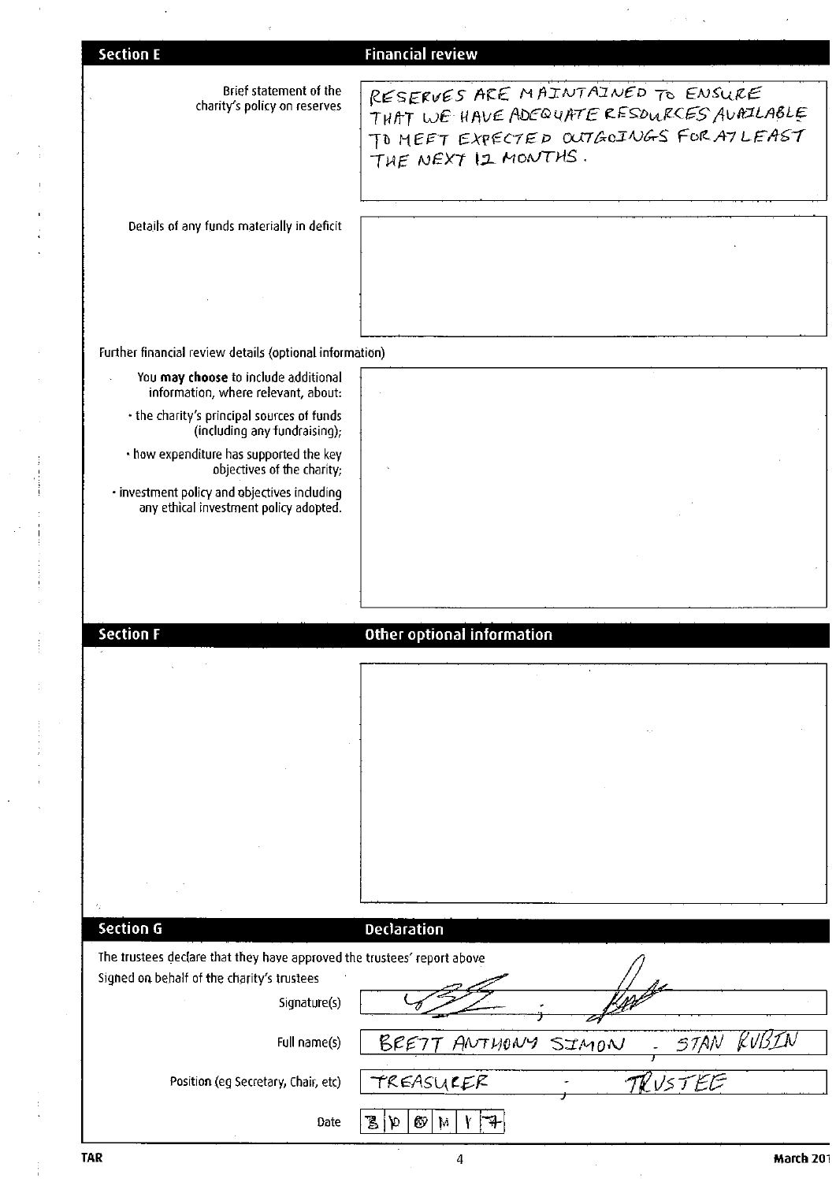## Section E — Financial review

**Brief statement of the charity's policy on reserves**

RESERVES ARE MAINTAINED TO ENSURE THAT WE HAVE ADEQUATE RESOURCES AVAILABLE TO MEET EXPECTED OUTGOINGS FOR AT LEAST THE NEXT 12 MONTHS.

**Details of any funds materially in deficit**

Further financial review details (optional information)

You **may choose** to include additional information, where relevant, about:

- the charity's principal sources of funds (including any fundraising);
- how expenditure has supported the key objectives of the charity;
- investment policy and objectives including any ethical investment policy adopted.

## Section F — Other optional information

## Section G — Declaration

The trustees declare that they have approved the trustees' report above

Signed on behalf of the charity's trustees

| | |
|---|---|
| Signature(s) | [signature] ; [signature] |
| Full name(s) | BRETT ANTHONY SIMON ; STAN RUBIN |
| Position (eg Secretary, Chair, etc) | TREASURER ; TRUSTEE |
| Date | 3 \| 0 \| 0 \| M \| 1 \| 7 |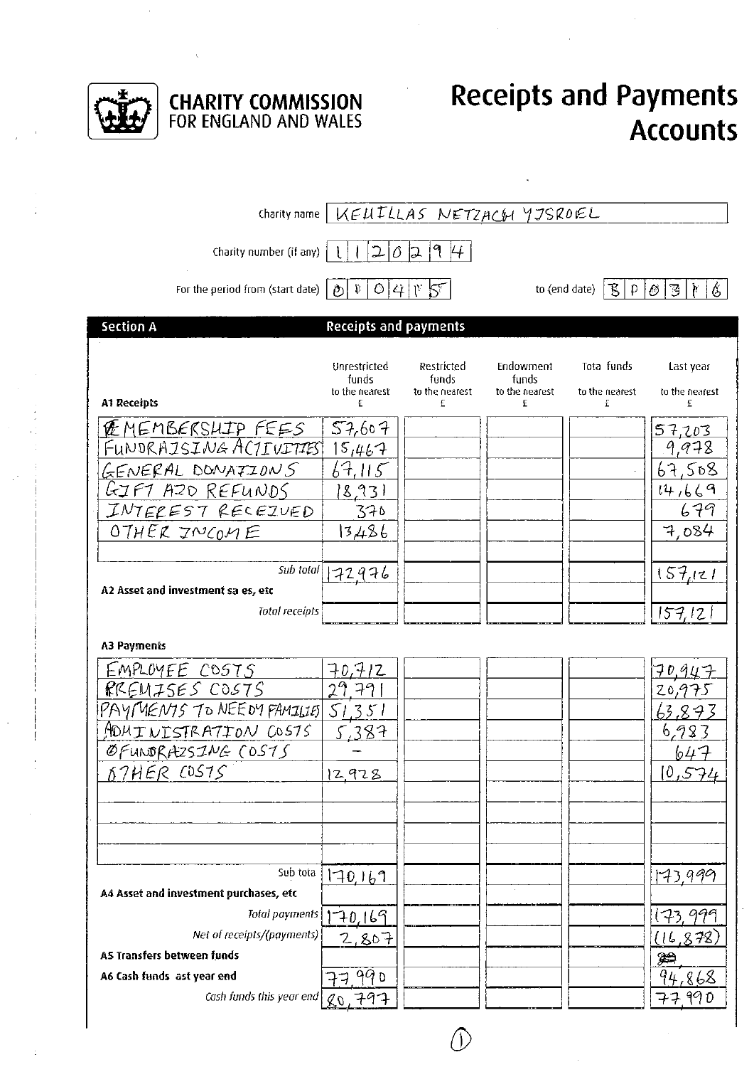**CHARITY COMMISSION**
FOR ENGLAND AND WALES

# Receipts and Payments Accounts

Charity name: KEHILLAS NETZACH YISROEL

Charity number (if any): 1120294

For the period from (start date): 01 04 15 to (end date): 31 03 16

## Section A — Receipts and payments

| A1 Receipts | Unrestricted funds to the nearest £ | Restricted funds to the nearest £ | Endowment funds to the nearest £ | Total funds to the nearest £ | Last year to the nearest £ |
|---|---|---|---|---|---|
| MEMBERSHIP FEES | 57,607 | | | | 57,203 |
| FUNDRAISING ACTIVITIES | 15,467 | | | | 9,978 |
| GENERAL DONATIONS | 67,115 | | | | 67,508 |
| GIFT AID REFUNDS | 18,931 | | | | 14,669 |
| INTEREST RECEIVED | 370 | | | | 679 |
| OTHER INCOME | 13,486 | | | | 7,084 |
| | | | | | |
| *Sub total* | 172,976 | | | | 157,121 |
| **A2 Asset and investment sales, etc** | | | | | |
| *Total receipts* | | | | | 157,121 |
| **A3 Payments** | | | | | |
| EMPLOYEE COSTS | 70,712 | | | | 70,947 |
| PREMISES COSTS | 29,791 | | | | 20,975 |
| PAYMENTS TO NEEDY FAMILIES | 51,351 | | | | 63,873 |
| ADMINISTRATION COSTS | 5,387 | | | | 6,983 |
| FUNDRAISING COSTS | – | | | | 647 |
| OTHER COSTS | 12,928 | | | | 10,574 |
| | | | | | |
| | | | | | |
| | | | | | |
| *Sub total* | 170,169 | | | | 173,999 |
| **A4 Asset and investment purchases, etc** | | | | | |
| *Total payments* | 170,169 | | | | (173,999) |
| *Net of receipts/(payments)* | 2,807 | | | | (16,878) |
| **A5 Transfers between funds** | | | | | |
| **A6 Cash funds last year end** | 77,990 | | | | 94,868 |
| *Cash funds this year end* | 80,797 | | | | 77,990 |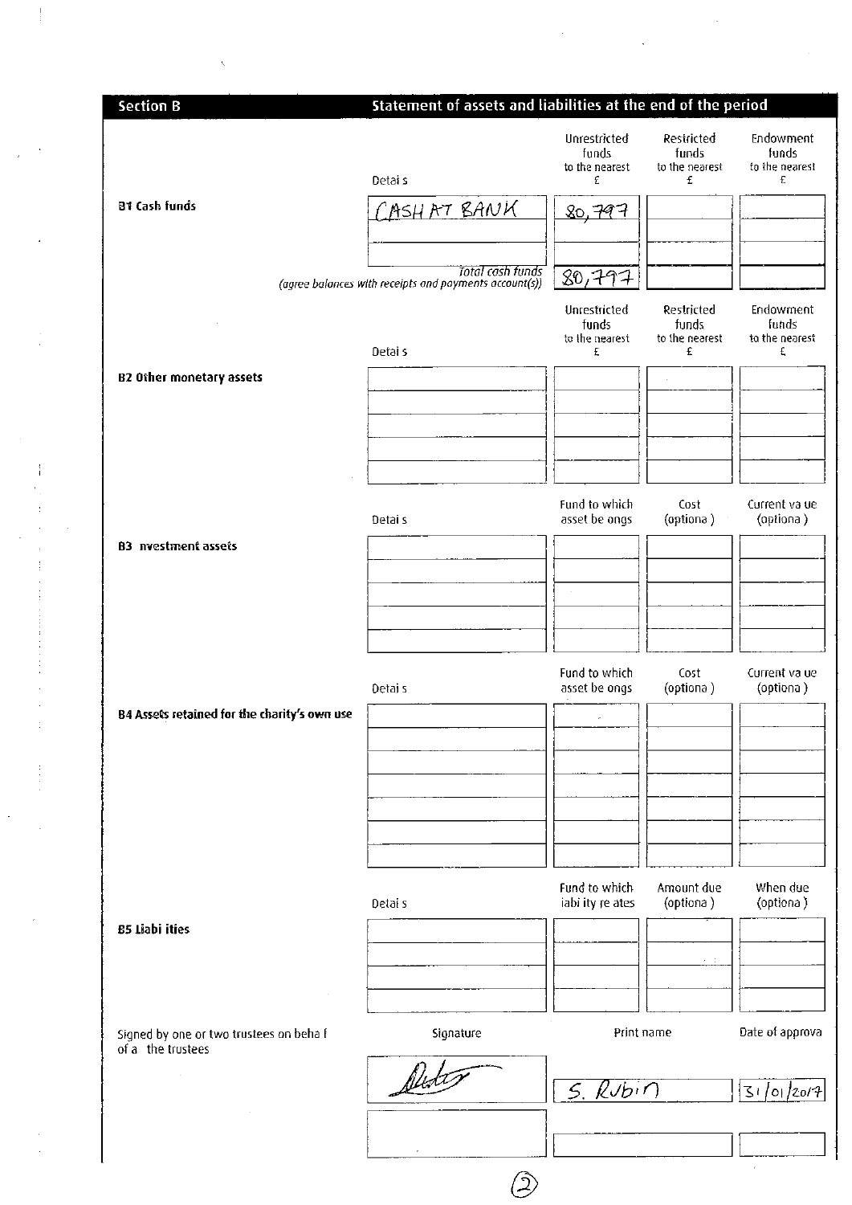## Section B — Statement of assets and liabilities at the end of the period

### B1 Cash funds

| Details | Unrestricted funds to the nearest £ | Restricted funds to the nearest £ | Endowment funds to the nearest £ |
|---|---|---|---|
| CASH AT BANK | 80,797 | | |
| | | | |
| | | | |
| Total cash funds (agree balances with receipts and payments account(s)) | 80,797 | | |

### B2 Other monetary assets

| Details | Unrestricted funds to the nearest £ | Restricted funds to the nearest £ | Endowment funds to the nearest £ |
|---|---|---|---|
| | | | |
| | | | |
| | | | |
| | | | |
| | | | |

### B3 Investment assets

| Details | Fund to which asset belongs | Cost (optional) | Current value (optional) |
|---|---|---|---|
| | | | |
| | | | |
| | | | |
| | | | |
| | | | |

### B4 Assets retained for the charity's own use

| Details | Fund to which asset belongs | Cost (optional) | Current value (optional) |
|---|---|---|---|
| | | | |
| | | | |
| | | | |
| | | | |
| | | | |
| | | | |
| | | | |

### B5 Liabilities

| Details | Fund to which liability relates | Amount due (optional) | When due (optional) |
|---|---|---|---|
| | | | |
| | | | |
| | | | |
| | | | |

Signed by one or two trustees on behalf of all the trustees

| Signature | Print name | Date of approval |
|---|---|---|
| [signature] | S. Rubin | 31/01/2017 |
| | | |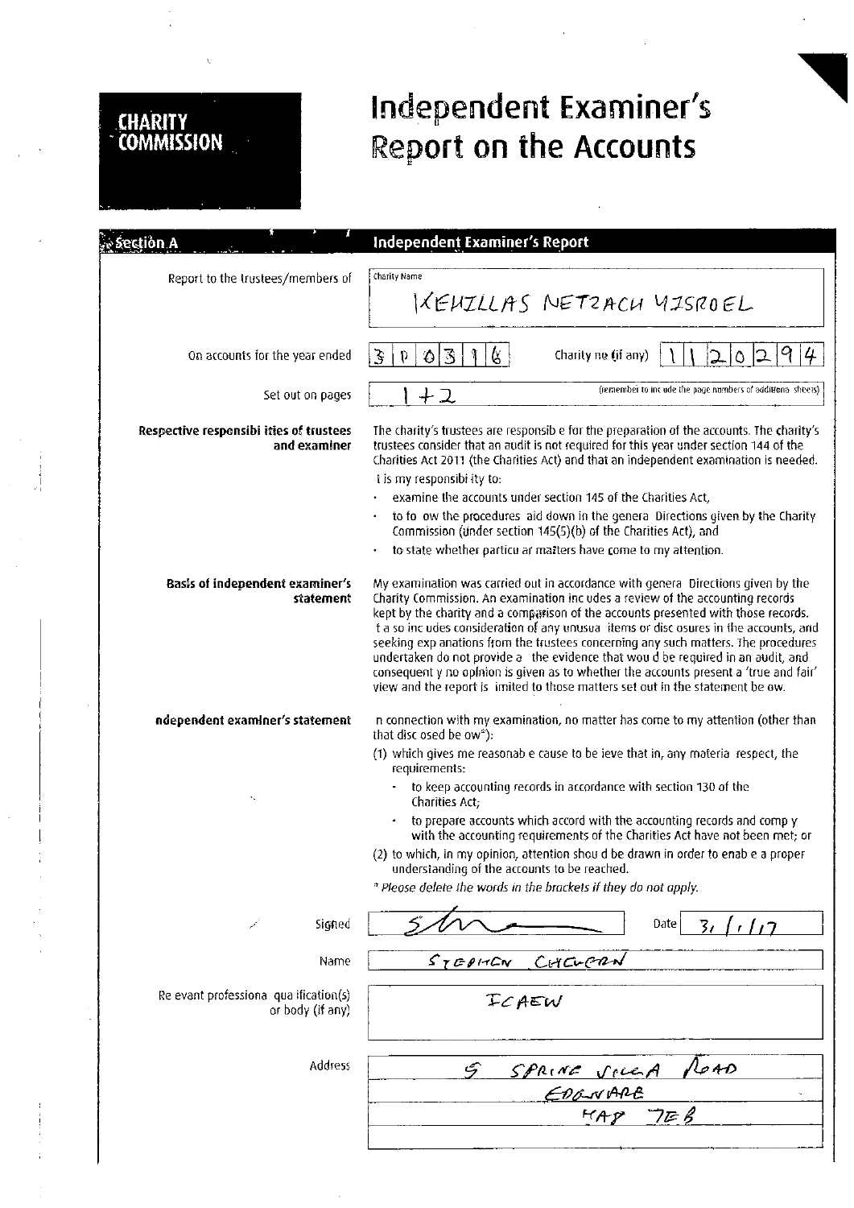**CHARITY COMMISSION**

# Independent Examiner's Report on the Accounts

## Section A — Independent Examiner's Report

| | |
|---|---|
| Report to the trustees/members of | Charity Name: KEHILLAS NETZACH YISROEL |
| On accounts for the year ended | 30 03 16 — Charity no (if any): 1120294 |
| Set out on pages | 1+2 (remember to include the page numbers of additional sheets) |

**Respective responsibilities of trustees and examiner**

The charity's trustees are responsible for the preparation of the accounts. The charity's trustees consider that an audit is not required for this year under section 144 of the Charities Act 2011 (the Charities Act) and that an independent examination is needed.

It is my responsibility to:

- examine the accounts under section 145 of the Charities Act,
- to follow the procedures laid down in the general Directions given by the Charity Commission (under section 145(5)(b) of the Charities Act), and
- to state whether particular matters have come to my attention.

**Basis of independent examiner's statement**

My examination was carried out in accordance with general Directions given by the Charity Commission. An examination includes a review of the accounting records kept by the charity and a comparison of the accounts presented with those records. It also includes consideration of any unusual items or disclosures in the accounts, and seeking explanations from the trustees concerning any such matters. The procedures undertaken do not provide all the evidence that would be required in an audit, and consequently no opinion is given as to whether the accounts present a 'true and fair' view and the report is limited to those matters set out in the statement below.

**Independent examiner's statement**

In connection with my examination, no matter has come to my attention (other than that disclosed below*):

(1) which gives me reasonable cause to believe that in, any material respect, the requirements:

- to keep accounting records in accordance with section 130 of the Charities Act;
- to prepare accounts which accord with the accounting records and comply with the accounting requirements of the Charities Act have not been met; or

(2) to which, in my opinion, attention should be drawn in order to enable a proper understanding of the accounts to be reached.

*\* Please delete the words in the brackets if they do not apply.*

| | |
|---|---|
| Signed | [signature] — Date: 31/1/17 |
| Name | STEPHEN CHURCHIN |
| Relevant professional qualification(s) or body (if any) | ICAEW |
| Address | 5 SPRING VILLA ROAD<br>EDGWARE<br>HA8 7EB |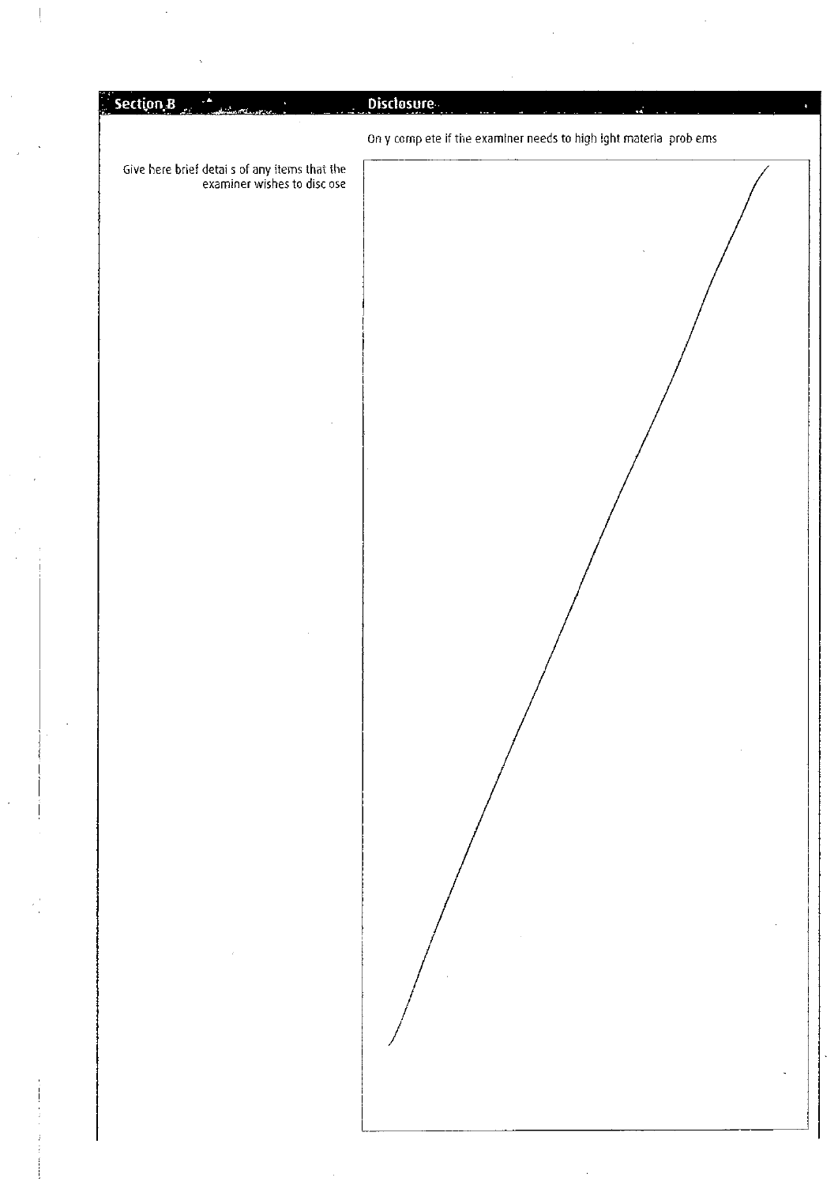## Section B — Disclosure

On y comp ete if the examiner needs to high ight materia prob ems

Give here brief detai s of any items that the examiner wishes to disc ose